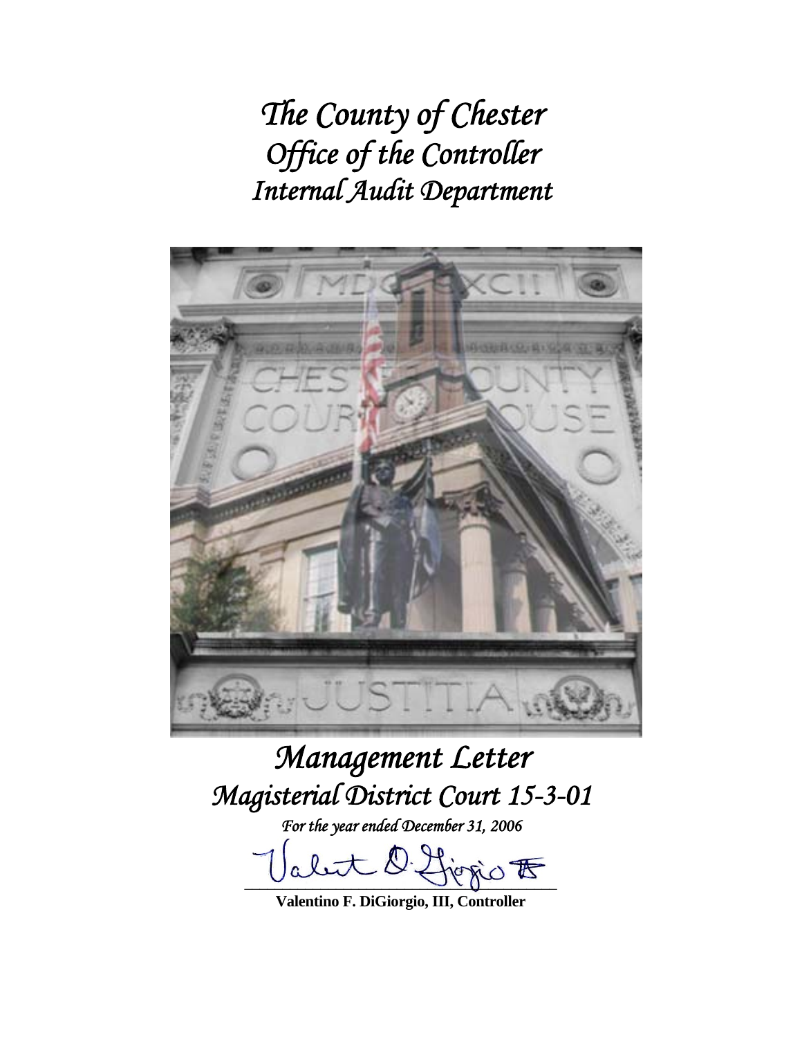# *The County of Chester*
# *Office of the Controller*
# *Internal Audit Department*

# *Management Letter*
# *Magisterial District Court 15-3-01*

*For the year ended December 31, 2006*

**Valentino F. DiGiorgio, III, Controller**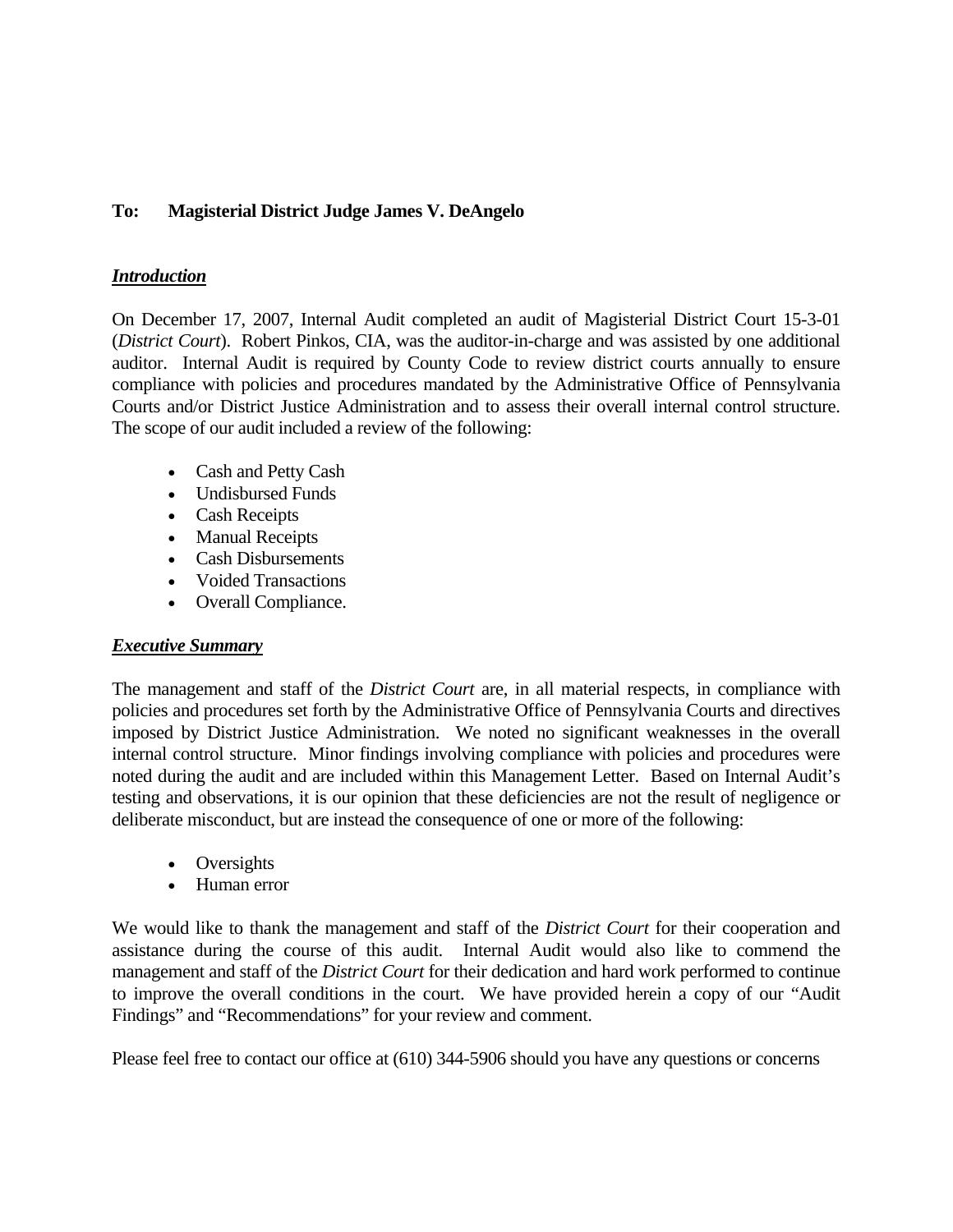**To: Magisterial District Judge James V. DeAngelo**

***Introduction***

On December 17, 2007, Internal Audit completed an audit of Magisterial District Court 15-3-01 (*District Court*). Robert Pinkos, CIA, was the auditor-in-charge and was assisted by one additional auditor. Internal Audit is required by County Code to review district courts annually to ensure compliance with policies and procedures mandated by the Administrative Office of Pennsylvania Courts and/or District Justice Administration and to assess their overall internal control structure. The scope of our audit included a review of the following:

- Cash and Petty Cash
- Undisbursed Funds
- Cash Receipts
- Manual Receipts
- Cash Disbursements
- Voided Transactions
- Overall Compliance.

***Executive Summary***

The management and staff of the *District Court* are, in all material respects, in compliance with policies and procedures set forth by the Administrative Office of Pennsylvania Courts and directives imposed by District Justice Administration. We noted no significant weaknesses in the overall internal control structure. Minor findings involving compliance with policies and procedures were noted during the audit and are included within this Management Letter. Based on Internal Audit's testing and observations, it is our opinion that these deficiencies are not the result of negligence or deliberate misconduct, but are instead the consequence of one or more of the following:

- Oversights
- Human error

We would like to thank the management and staff of the *District Court* for their cooperation and assistance during the course of this audit. Internal Audit would also like to commend the management and staff of the *District Court* for their dedication and hard work performed to continue to improve the overall conditions in the court. We have provided herein a copy of our "Audit Findings" and "Recommendations" for your review and comment.

Please feel free to contact our office at (610) 344-5906 should you have any questions or concerns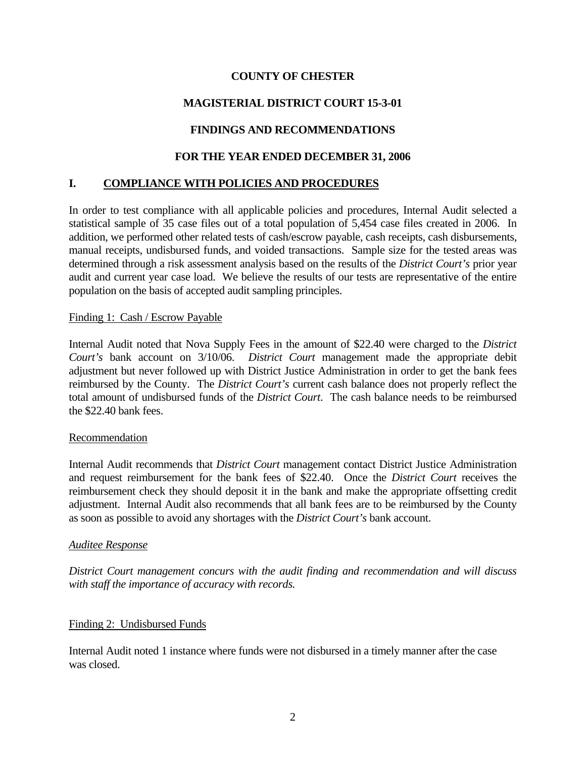**COUNTY OF CHESTER**

**MAGISTERIAL DISTRICT COURT 15-3-01**

**FINDINGS AND RECOMMENDATIONS**

**FOR THE YEAR ENDED DECEMBER 31, 2006**

## I. COMPLIANCE WITH POLICIES AND PROCEDURES

In order to test compliance with all applicable policies and procedures, Internal Audit selected a statistical sample of 35 case files out of a total population of 5,454 case files created in 2006. In addition, we performed other related tests of cash/escrow payable, cash receipts, cash disbursements, manual receipts, undisbursed funds, and voided transactions. Sample size for the tested areas was determined through a risk assessment analysis based on the results of the *District Court's* prior year audit and current year case load. We believe the results of our tests are representative of the entire population on the basis of accepted audit sampling principles.

Finding 1: Cash / Escrow Payable

Internal Audit noted that Nova Supply Fees in the amount of $22.40 were charged to the *District Court's* bank account on 3/10/06. *District Court* management made the appropriate debit adjustment but never followed up with District Justice Administration in order to get the bank fees reimbursed by the County. The *District Court's* current cash balance does not properly reflect the total amount of undisbursed funds of the *District Court*. The cash balance needs to be reimbursed the $22.40 bank fees.

Recommendation

Internal Audit recommends that *District Court* management contact District Justice Administration and request reimbursement for the bank fees of $22.40. Once the *District Court* receives the reimbursement check they should deposit it in the bank and make the appropriate offsetting credit adjustment. Internal Audit also recommends that all bank fees are to be reimbursed by the County as soon as possible to avoid any shortages with the *District Court's* bank account.

*Auditee Response*

*District Court management concurs with the audit finding and recommendation and will discuss with staff the importance of accuracy with records.*

Finding 2: Undisbursed Funds

Internal Audit noted 1 instance where funds were not disbursed in a timely manner after the case was closed.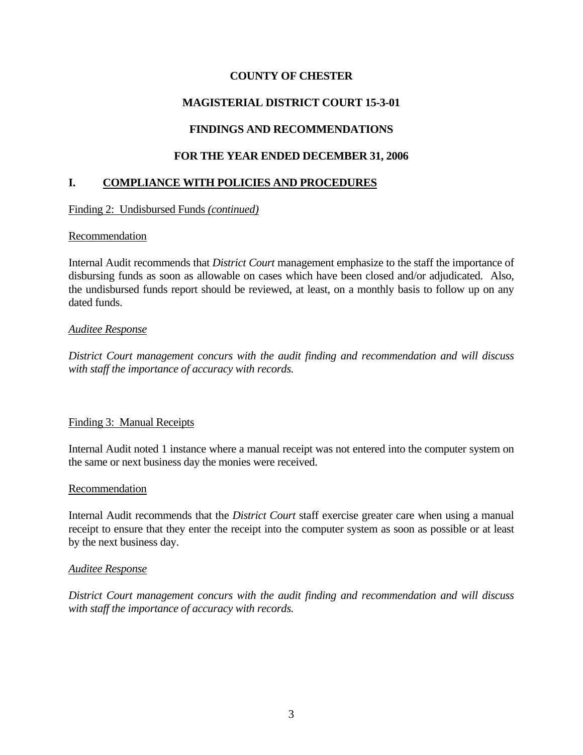# COUNTY OF CHESTER

## MAGISTERIAL DISTRICT COURT 15-3-01

## FINDINGS AND RECOMMENDATIONS

## FOR THE YEAR ENDED DECEMBER 31, 2006

### I. COMPLIANCE WITH POLICIES AND PROCEDURES

Finding 2: Undisbursed Funds *(continued)*

Recommendation

Internal Audit recommends that *District Court* management emphasize to the staff the importance of disbursing funds as soon as allowable on cases which have been closed and/or adjudicated. Also, the undisbursed funds report should be reviewed, at least, on a monthly basis to follow up on any dated funds.

*Auditee Response*

*District Court management concurs with the audit finding and recommendation and will discuss with staff the importance of accuracy with records.*

Finding 3: Manual Receipts

Internal Audit noted 1 instance where a manual receipt was not entered into the computer system on the same or next business day the monies were received.

Recommendation

Internal Audit recommends that the *District Court* staff exercise greater care when using a manual receipt to ensure that they enter the receipt into the computer system as soon as possible or at least by the next business day.

*Auditee Response*

*District Court management concurs with the audit finding and recommendation and will discuss with staff the importance of accuracy with records.*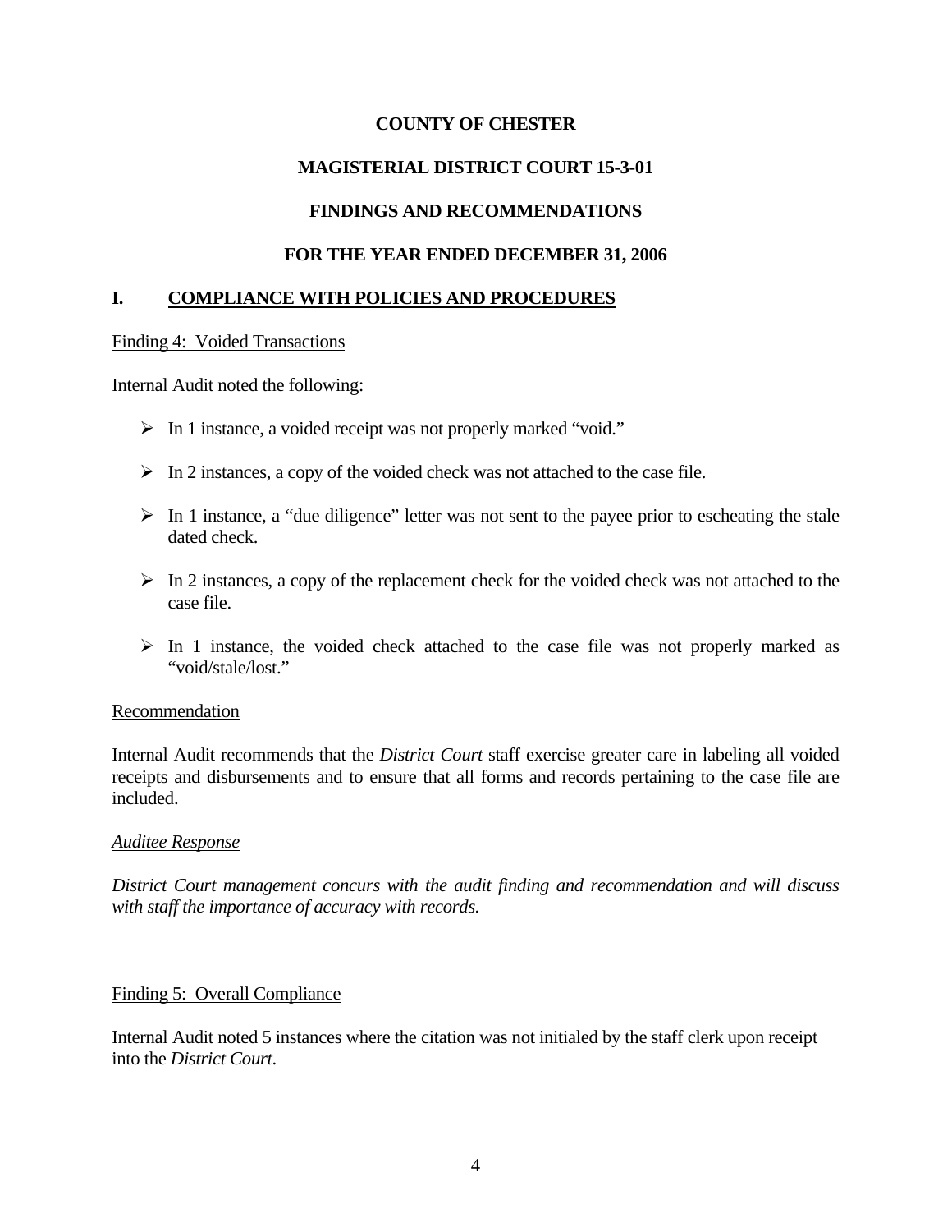**COUNTY OF CHESTER**

**MAGISTERIAL DISTRICT COURT 15-3-01**

**FINDINGS AND RECOMMENDATIONS**

**FOR THE YEAR ENDED DECEMBER 31, 2006**

## I. COMPLIANCE WITH POLICIES AND PROCEDURES

Finding 4: Voided Transactions

Internal Audit noted the following:

- In 1 instance, a voided receipt was not properly marked "void."
- In 2 instances, a copy of the voided check was not attached to the case file.
- In 1 instance, a "due diligence" letter was not sent to the payee prior to escheating the stale dated check.
- In 2 instances, a copy of the replacement check for the voided check was not attached to the case file.
- In 1 instance, the voided check attached to the case file was not properly marked as "void/stale/lost."

Recommendation

Internal Audit recommends that the *District Court* staff exercise greater care in labeling all voided receipts and disbursements and to ensure that all forms and records pertaining to the case file are included.

*Auditee Response*

*District Court management concurs with the audit finding and recommendation and will discuss with staff the importance of accuracy with records.*

Finding 5: Overall Compliance

Internal Audit noted 5 instances where the citation was not initialed by the staff clerk upon receipt into the *District Court*.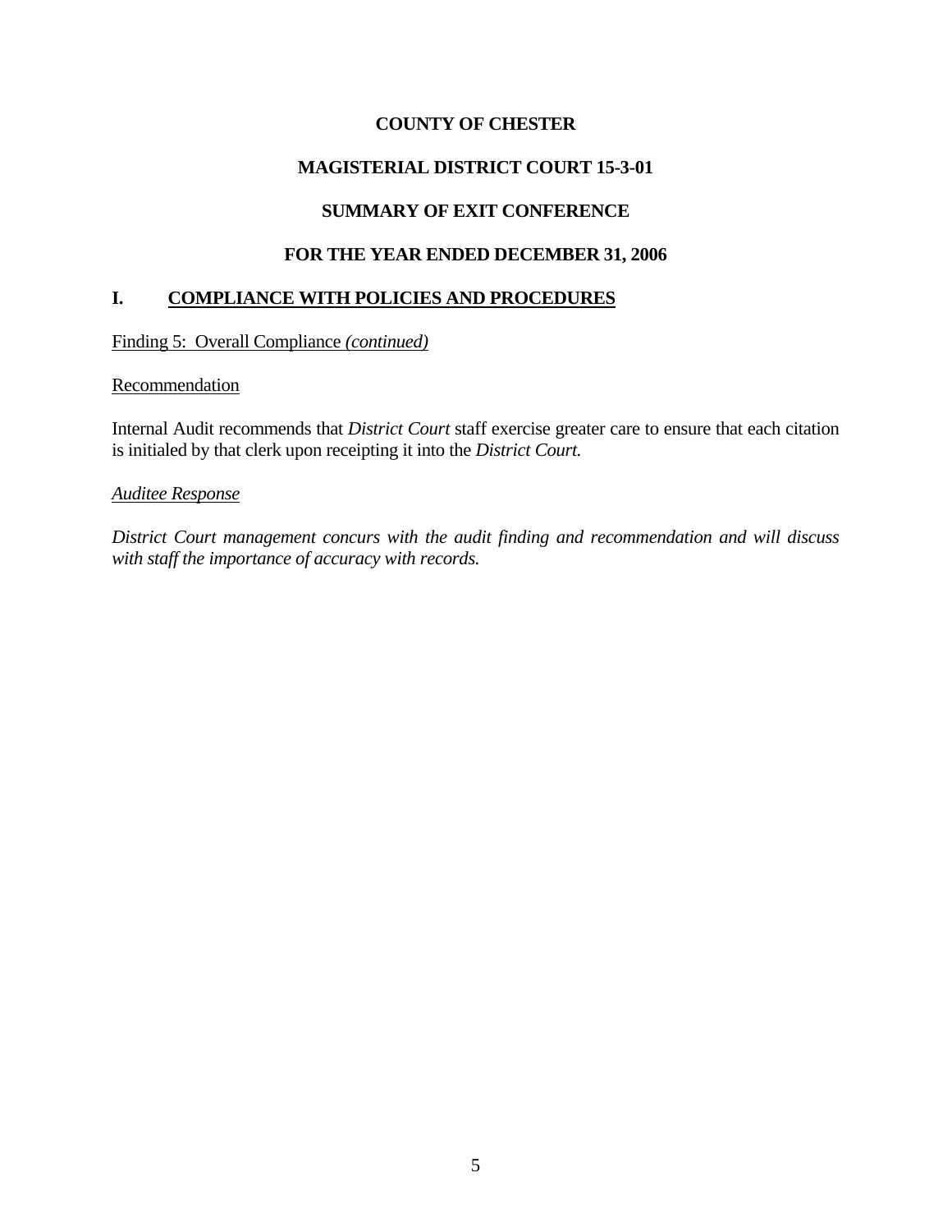**COUNTY OF CHESTER**

**MAGISTERIAL DISTRICT COURT 15-3-01**

**SUMMARY OF EXIT CONFERENCE**

**FOR THE YEAR ENDED DECEMBER 31, 2006**

## I. COMPLIANCE WITH POLICIES AND PROCEDURES

Finding 5: Overall Compliance *(continued)*

Recommendation

Internal Audit recommends that *District Court* staff exercise greater care to ensure that each citation is initialed by that clerk upon receipting it into the *District Court.*

*Auditee Response*

*District Court management concurs with the audit finding and recommendation and will discuss with staff the importance of accuracy with records.*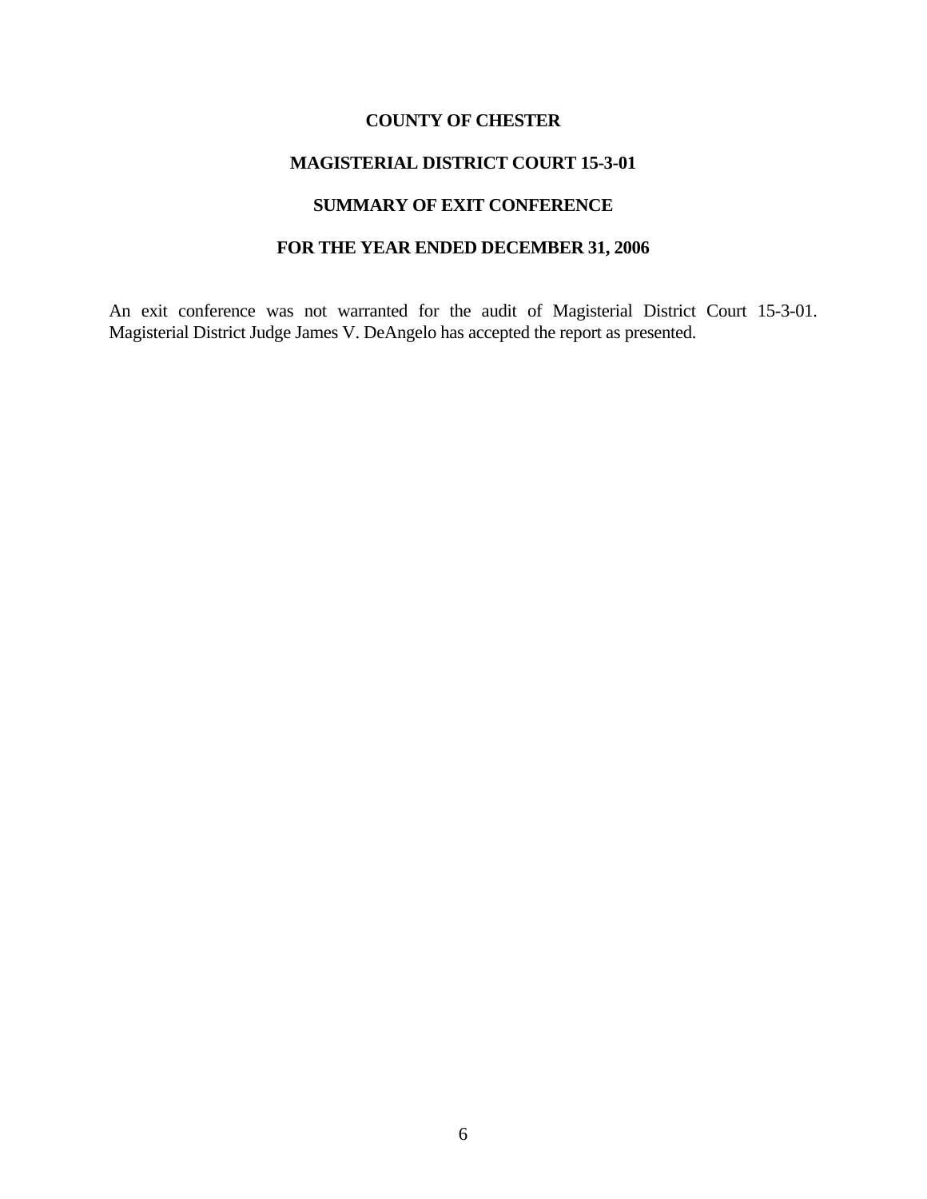# COUNTY OF CHESTER

## MAGISTERIAL DISTRICT COURT 15-3-01

## SUMMARY OF EXIT CONFERENCE

## FOR THE YEAR ENDED DECEMBER 31, 2006

An exit conference was not warranted for the audit of Magisterial District Court 15-3-01. Magisterial District Judge James V. DeAngelo has accepted the report as presented.